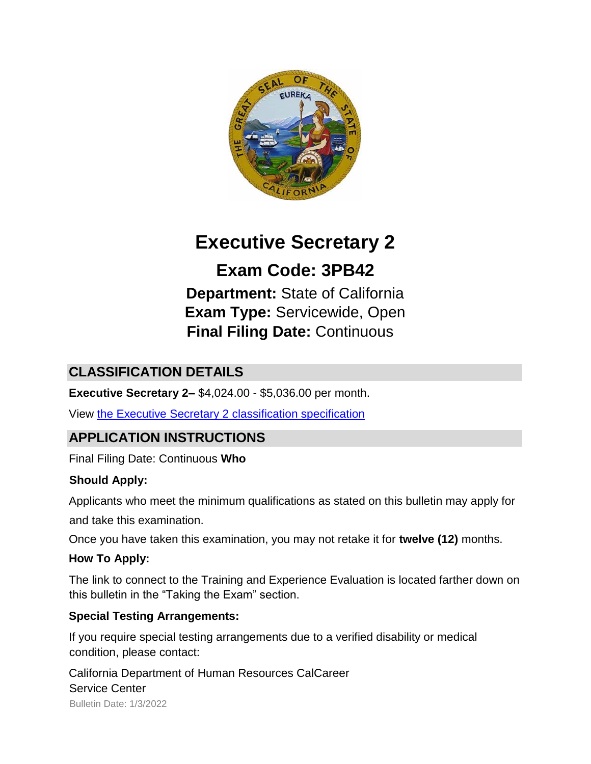# Executive Secretary 2

## Exam Code: 3PB42

**Department:** State of California
**Exam Type:** Servicewide, Open
**Final Filing Date:** Continuous

## CLASSIFICATION DETAILS

**Executive Secretary 2–** $4,024.00 - $5,036.00 per month.

View the Executive Secretary 2 classification specification

## APPLICATION INSTRUCTIONS

Final Filing Date: Continuous

### Who Should Apply:

Applicants who meet the minimum qualifications as stated on this bulletin may apply for and take this examination.

Once you have taken this examination, you may not retake it for **twelve (12)** months.

### How To Apply:

The link to connect to the Training and Experience Evaluation is located farther down on this bulletin in the "Taking the Exam" section.

### Special Testing Arrangements:

If you require special testing arrangements due to a verified disability or medical condition, please contact:

California Department of Human Resources CalCareer Service Center

Bulletin Date: 1/3/2022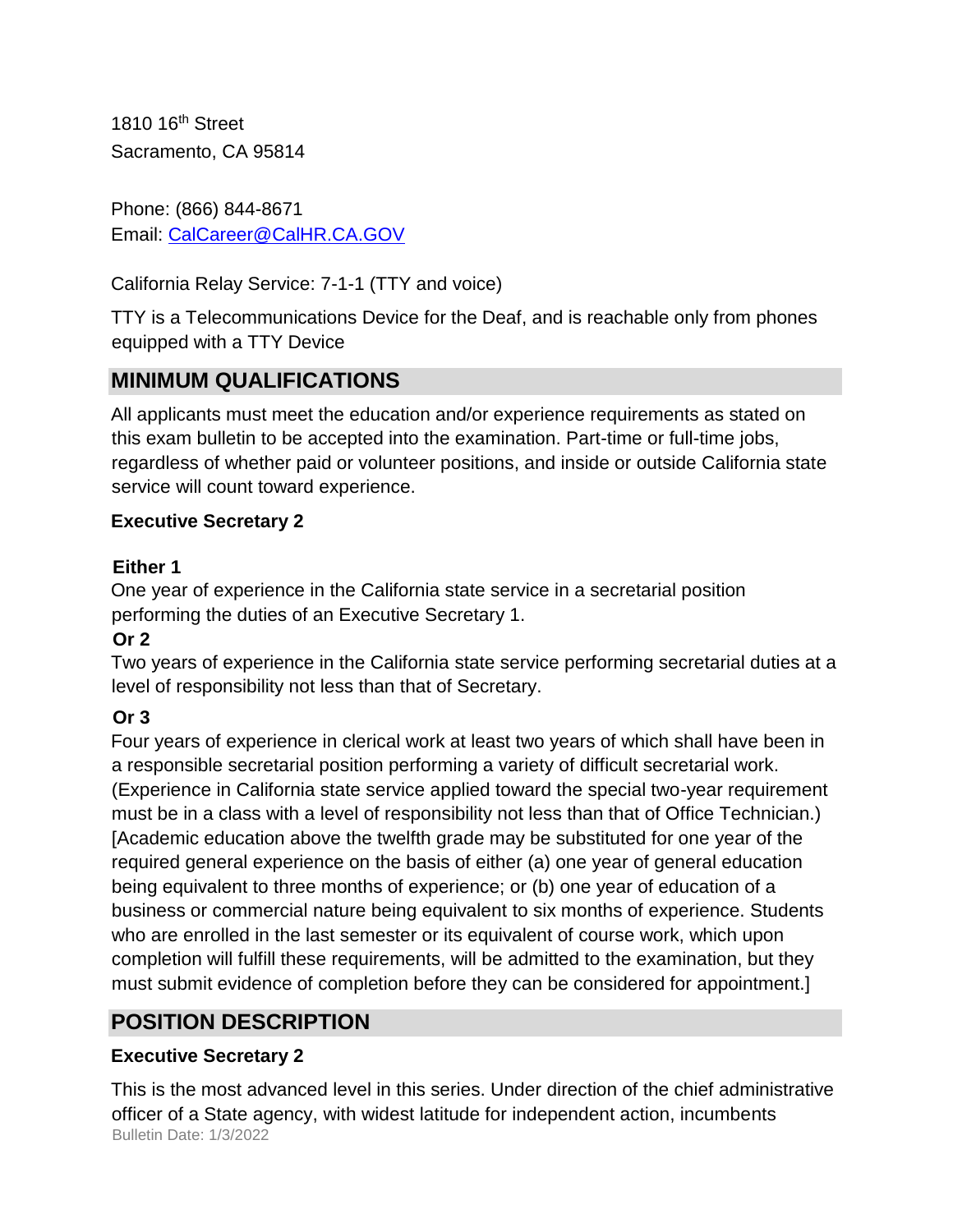1810 16th Street
Sacramento, CA 95814

Phone: (866) 844-8671
Email: CalCareer@CalHR.CA.GOV

California Relay Service: 7-1-1 (TTY and voice)

TTY is a Telecommunications Device for the Deaf, and is reachable only from phones equipped with a TTY Device

## MINIMUM QUALIFICATIONS

All applicants must meet the education and/or experience requirements as stated on this exam bulletin to be accepted into the examination. Part-time or full-time jobs, regardless of whether paid or volunteer positions, and inside or outside California state service will count toward experience.

**Executive Secretary 2**

**Either 1**
One year of experience in the California state service in a secretarial position performing the duties of an Executive Secretary 1.

**Or 2**
Two years of experience in the California state service performing secretarial duties at a level of responsibility not less than that of Secretary.

**Or 3**
Four years of experience in clerical work at least two years of which shall have been in a responsible secretarial position performing a variety of difficult secretarial work. (Experience in California state service applied toward the special two-year requirement must be in a class with a level of responsibility not less than that of Office Technician.) [Academic education above the twelfth grade may be substituted for one year of the required general experience on the basis of either (a) one year of general education being equivalent to three months of experience; or (b) one year of education of a business or commercial nature being equivalent to six months of experience. Students who are enrolled in the last semester or its equivalent of course work, which upon completion will fulfill these requirements, will be admitted to the examination, but they must submit evidence of completion before they can be considered for appointment.]

## POSITION DESCRIPTION

**Executive Secretary 2**

This is the most advanced level in this series. Under direction of the chief administrative officer of a State agency, with widest latitude for independent action, incumbents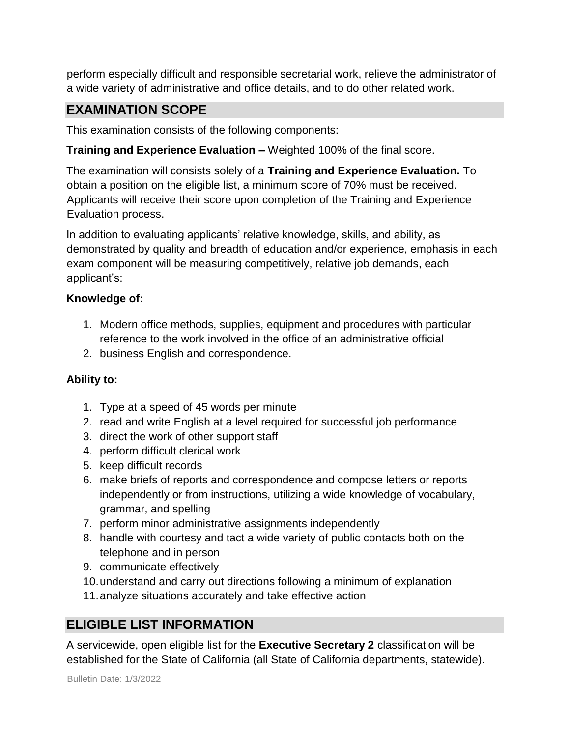perform especially difficult and responsible secretarial work, relieve the administrator of a wide variety of administrative and office details, and to do other related work.

## EXAMINATION SCOPE

This examination consists of the following components:

**Training and Experience Evaluation –** Weighted 100% of the final score.

The examination will consists solely of a **Training and Experience Evaluation.** To obtain a position on the eligible list, a minimum score of 70% must be received. Applicants will receive their score upon completion of the Training and Experience Evaluation process.

In addition to evaluating applicants' relative knowledge, skills, and ability, as demonstrated by quality and breadth of education and/or experience, emphasis in each exam component will be measuring competitively, relative job demands, each applicant's:

**Knowledge of:**

1. Modern office methods, supplies, equipment and procedures with particular reference to the work involved in the office of an administrative official
2. business English and correspondence.

**Ability to:**

1. Type at a speed of 45 words per minute
2. read and write English at a level required for successful job performance
3. direct the work of other support staff
4. perform difficult clerical work
5. keep difficult records
6. make briefs of reports and correspondence and compose letters or reports independently or from instructions, utilizing a wide knowledge of vocabulary, grammar, and spelling
7. perform minor administrative assignments independently
8. handle with courtesy and tact a wide variety of public contacts both on the telephone and in person
9. communicate effectively
10. understand and carry out directions following a minimum of explanation
11. analyze situations accurately and take effective action

## ELIGIBLE LIST INFORMATION

A servicewide, open eligible list for the **Executive Secretary 2** classification will be established for the State of California (all State of California departments, statewide).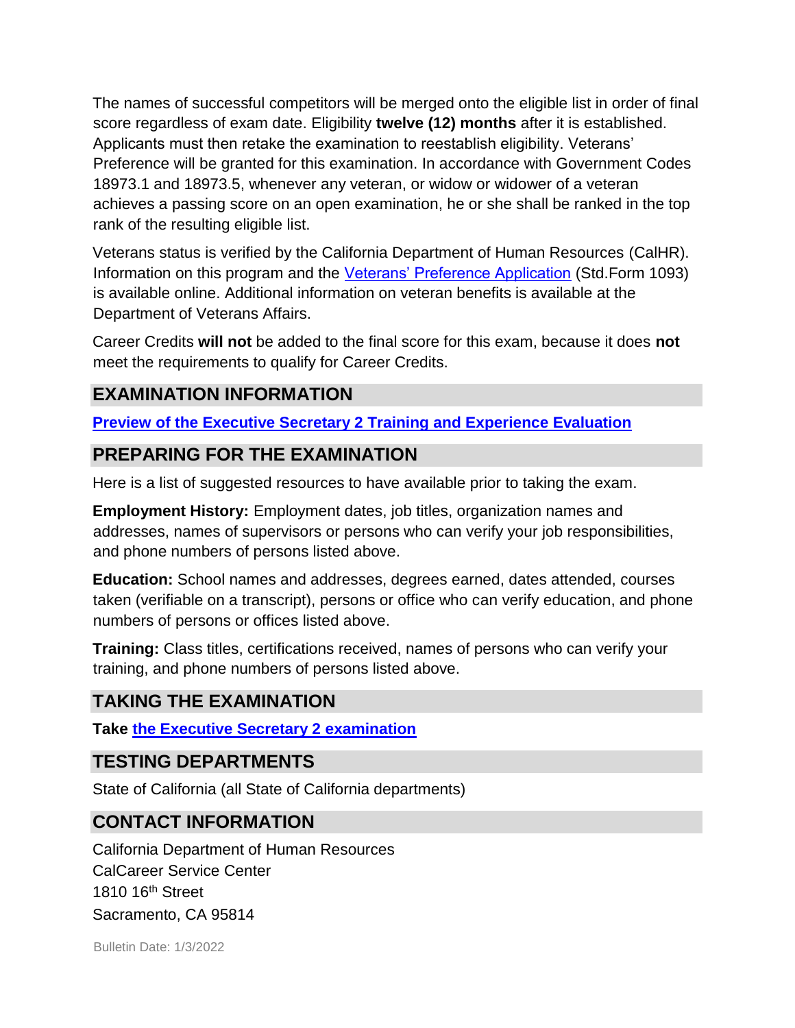The names of successful competitors will be merged onto the eligible list in order of final score regardless of exam date. Eligibility **twelve (12) months** after it is established. Applicants must then retake the examination to reestablish eligibility. Veterans' Preference will be granted for this examination. In accordance with Government Codes 18973.1 and 18973.5, whenever any veteran, or widow or widower of a veteran achieves a passing score on an open examination, he or she shall be ranked in the top rank of the resulting eligible list.

Veterans status is verified by the California Department of Human Resources (CalHR). Information on this program and the Veterans' Preference Application (Std.Form 1093) is available online. Additional information on veteran benefits is available at the Department of Veterans Affairs.

Career Credits **will not** be added to the final score for this exam, because it does **not** meet the requirements to qualify for Career Credits.

## EXAMINATION INFORMATION

**Preview of the Executive Secretary 2 Training and Experience Evaluation**

## PREPARING FOR THE EXAMINATION

Here is a list of suggested resources to have available prior to taking the exam.

**Employment History:** Employment dates, job titles, organization names and addresses, names of supervisors or persons who can verify your job responsibilities, and phone numbers of persons listed above.

**Education:** School names and addresses, degrees earned, dates attended, courses taken (verifiable on a transcript), persons or office who can verify education, and phone numbers of persons or offices listed above.

**Training:** Class titles, certifications received, names of persons who can verify your training, and phone numbers of persons listed above.

## TAKING THE EXAMINATION

**Take the Executive Secretary 2 examination**

## TESTING DEPARTMENTS

State of California (all State of California departments)

## CONTACT INFORMATION

California Department of Human Resources
CalCareer Service Center
1810 16th Street
Sacramento, CA 95814

Bulletin Date: 1/3/2022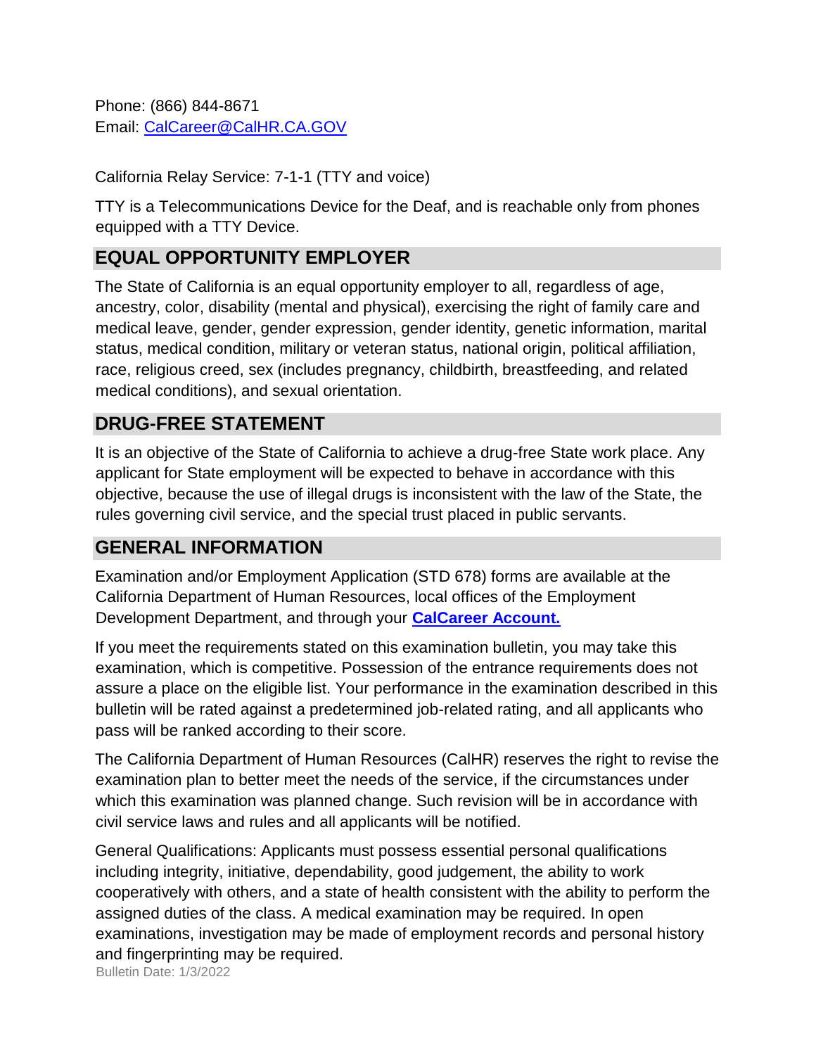Phone: (866) 844-8671
Email: [CalCareer@CalHR.CA.GOV](mailto:CalCareer@CalHR.CA.GOV)

California Relay Service: 7-1-1 (TTY and voice)

TTY is a Telecommunications Device for the Deaf, and is reachable only from phones equipped with a TTY Device.

## EQUAL OPPORTUNITY EMPLOYER

The State of California is an equal opportunity employer to all, regardless of age, ancestry, color, disability (mental and physical), exercising the right of family care and medical leave, gender, gender expression, gender identity, genetic information, marital status, medical condition, military or veteran status, national origin, political affiliation, race, religious creed, sex (includes pregnancy, childbirth, breastfeeding, and related medical conditions), and sexual orientation.

## DRUG-FREE STATEMENT

It is an objective of the State of California to achieve a drug-free State work place. Any applicant for State employment will be expected to behave in accordance with this objective, because the use of illegal drugs is inconsistent with the law of the State, the rules governing civil service, and the special trust placed in public servants.

## GENERAL INFORMATION

Examination and/or Employment Application (STD 678) forms are available at the California Department of Human Resources, local offices of the Employment Development Department, and through your **CalCareer Account.**

If you meet the requirements stated on this examination bulletin, you may take this examination, which is competitive. Possession of the entrance requirements does not assure a place on the eligible list. Your performance in the examination described in this bulletin will be rated against a predetermined job-related rating, and all applicants who pass will be ranked according to their score.

The California Department of Human Resources (CalHR) reserves the right to revise the examination plan to better meet the needs of the service, if the circumstances under which this examination was planned change. Such revision will be in accordance with civil service laws and rules and all applicants will be notified.

General Qualifications: Applicants must possess essential personal qualifications including integrity, initiative, dependability, good judgement, the ability to work cooperatively with others, and a state of health consistent with the ability to perform the assigned duties of the class. A medical examination may be required. In open examinations, investigation may be made of employment records and personal history and fingerprinting may be required.

Bulletin Date: 1/3/2022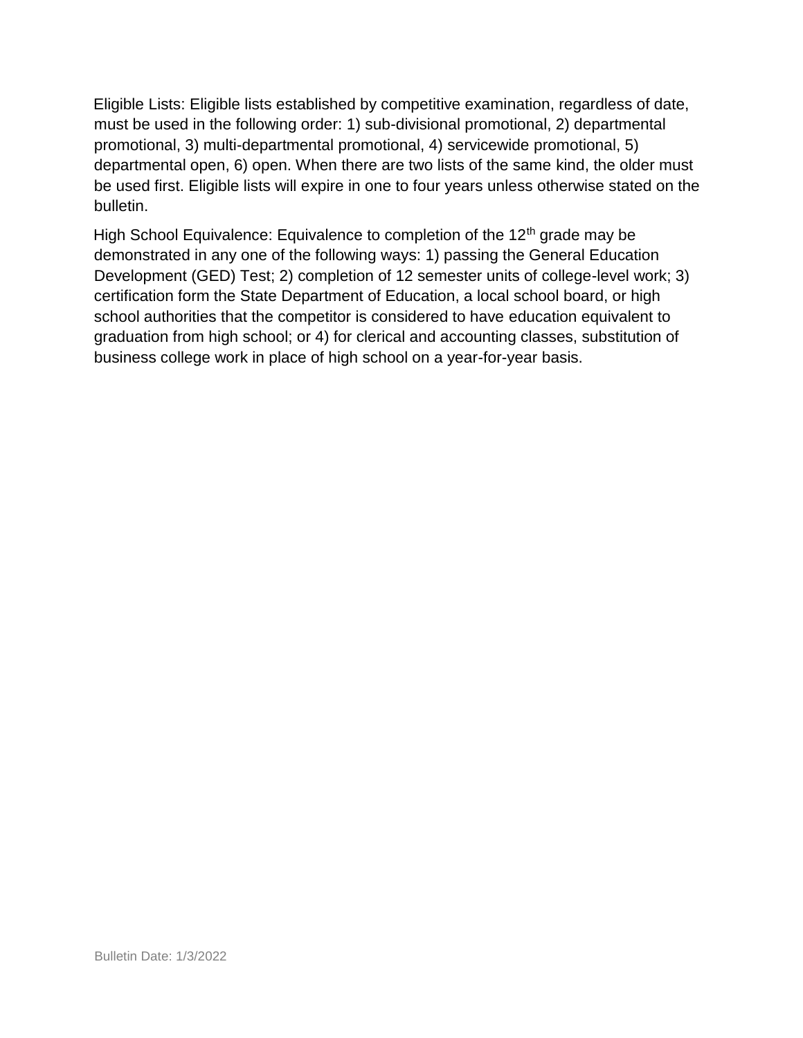Eligible Lists: Eligible lists established by competitive examination, regardless of date, must be used in the following order: 1) sub-divisional promotional, 2) departmental promotional, 3) multi-departmental promotional, 4) servicewide promotional, 5) departmental open, 6) open. When there are two lists of the same kind, the older must be used first. Eligible lists will expire in one to four years unless otherwise stated on the bulletin.

High School Equivalence: Equivalence to completion of the 12th grade may be demonstrated in any one of the following ways: 1) passing the General Education Development (GED) Test; 2) completion of 12 semester units of college-level work; 3) certification form the State Department of Education, a local school board, or high school authorities that the competitor is considered to have education equivalent to graduation from high school; or 4) for clerical and accounting classes, substitution of business college work in place of high school on a year-for-year basis.